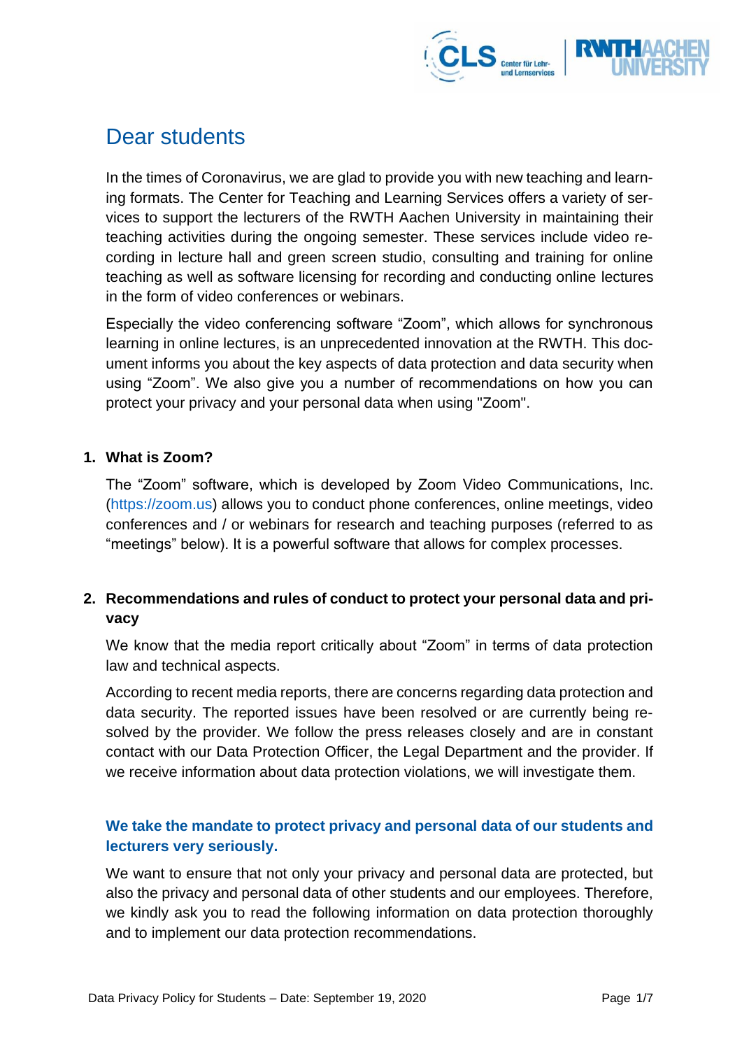# Dear students

In the times of Coronavirus, we are glad to provide you with new teaching and learning formats. The Center for Teaching and Learning Services offers a variety of services to support the lecturers of the RWTH Aachen University in maintaining their teaching activities during the ongoing semester. These services include video recording in lecture hall and green screen studio, consulting and training for online teaching as well as software licensing for recording and conducting online lectures in the form of video conferences or webinars.

Especially the video conferencing software "Zoom", which allows for synchronous learning in online lectures, is an unprecedented innovation at the RWTH. This document informs you about the key aspects of data protection and data security when using "Zoom". We also give you a number of recommendations on how you can protect your privacy and your personal data when using "Zoom".

## 1. What is Zoom?

The "Zoom" software, which is developed by Zoom Video Communications, Inc. (https://zoom.us) allows you to conduct phone conferences, online meetings, video conferences and / or webinars for research and teaching purposes (referred to as "meetings" below). It is a powerful software that allows for complex processes.

## 2. Recommendations and rules of conduct to protect your personal data and privacy

We know that the media report critically about "Zoom" in terms of data protection law and technical aspects.

According to recent media reports, there are concerns regarding data protection and data security. The reported issues have been resolved or are currently being resolved by the provider. We follow the press releases closely and are in constant contact with our Data Protection Officer, the Legal Department and the provider. If we receive information about data protection violations, we will investigate them.

**We take the mandate to protect privacy and personal data of our students and lecturers very seriously.**

We want to ensure that not only your privacy and personal data are protected, but also the privacy and personal data of other students and our employees. Therefore, we kindly ask you to read the following information on data protection thoroughly and to implement our data protection recommendations.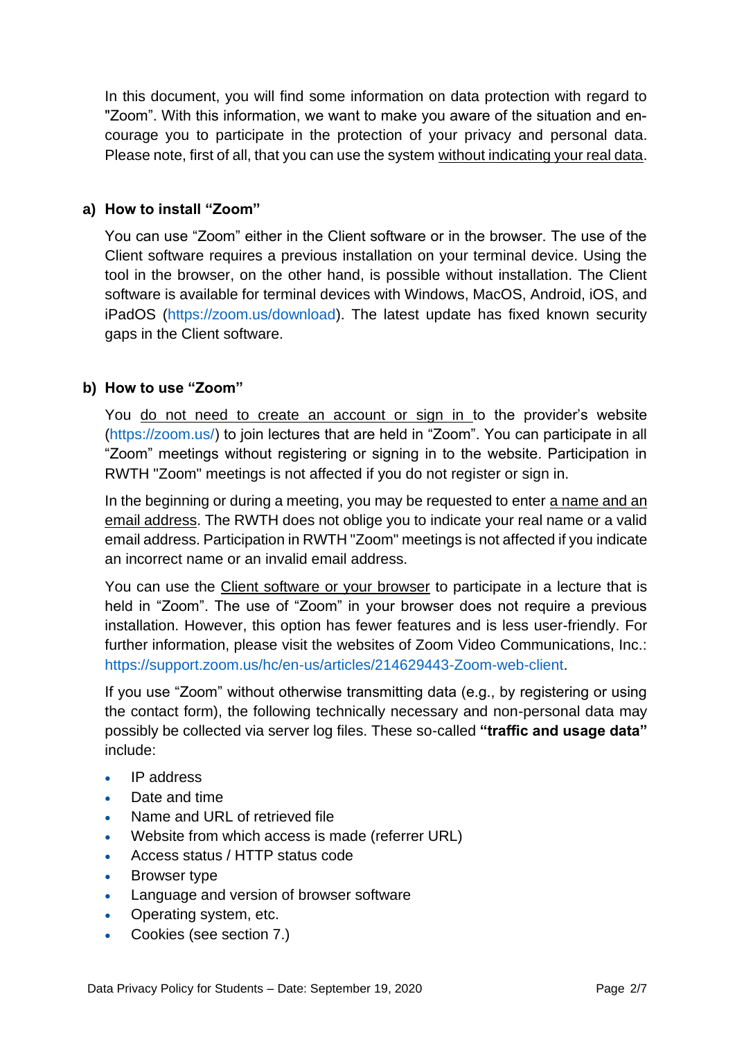In this document, you will find some information on data protection with regard to "Zoom". With this information, we want to make you aware of the situation and encourage you to participate in the protection of your privacy and personal data. Please note, first of all, that you can use the system <u>without indicating your real data</u>.

### a) How to install "Zoom"

You can use "Zoom" either in the Client software or in the browser. The use of the Client software requires a previous installation on your terminal device. Using the tool in the browser, on the other hand, is possible without installation. The Client software is available for terminal devices with Windows, MacOS, Android, iOS, and iPadOS (https://zoom.us/download). The latest update has fixed known security gaps in the Client software.

### b) How to use "Zoom"

You <u>do not need to create an account or sign in</u> to the provider's website (https://zoom.us/) to join lectures that are held in "Zoom". You can participate in all "Zoom" meetings without registering or signing in to the website. Participation in RWTH "Zoom" meetings is not affected if you do not register or sign in.

In the beginning or during a meeting, you may be requested to enter <u>a name and an email address</u>. The RWTH does not oblige you to indicate your real name or a valid email address. Participation in RWTH "Zoom" meetings is not affected if you indicate an incorrect name or an invalid email address.

You can use the <u>Client software or your browser</u> to participate in a lecture that is held in "Zoom". The use of "Zoom" in your browser does not require a previous installation. However, this option has fewer features and is less user-friendly. For further information, please visit the websites of Zoom Video Communications, Inc.: https://support.zoom.us/hc/en-us/articles/214629443-Zoom-web-client.

If you use "Zoom" without otherwise transmitting data (e.g., by registering or using the contact form), the following technically necessary and non-personal data may possibly be collected via server log files. These so-called **"traffic and usage data"** include:

- IP address
- Date and time
- Name and URL of retrieved file
- Website from which access is made (referrer URL)
- Access status / HTTP status code
- Browser type
- Language and version of browser software
- Operating system, etc.
- Cookies (see section 7.)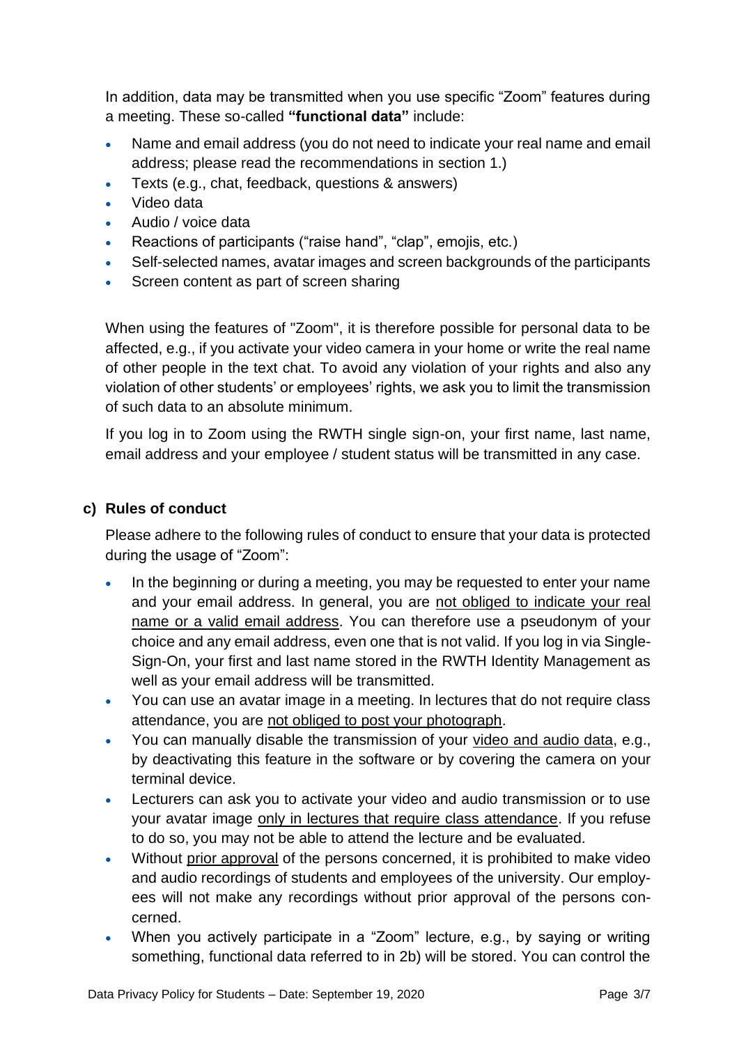In addition, data may be transmitted when you use specific “Zoom” features during a meeting. These so-called **“functional data”** include:

- Name and email address (you do not need to indicate your real name and email address; please read the recommendations in section 1.)
- Texts (e.g., chat, feedback, questions & answers)
- Video data
- Audio / voice data
- Reactions of participants (“raise hand”, “clap”, emojis, etc.)
- Self-selected names, avatar images and screen backgrounds of the participants
- Screen content as part of screen sharing

When using the features of "Zoom", it is therefore possible for personal data to be affected, e.g., if you activate your video camera in your home or write the real name of other people in the text chat. To avoid any violation of your rights and also any violation of other students’ or employees’ rights, we ask you to limit the transmission of such data to an absolute minimum.

If you log in to Zoom using the RWTH single sign-on, your first name, last name, email address and your employee / student status will be transmitted in any case.

### c) Rules of conduct

Please adhere to the following rules of conduct to ensure that your data is protected during the usage of “Zoom”:

- In the beginning or during a meeting, you may be requested to enter your name and your email address. In general, you are not obliged to indicate your real name or a valid email address. You can therefore use a pseudonym of your choice and any email address, even one that is not valid. If you log in via Single-Sign-On, your first and last name stored in the RWTH Identity Management as well as your email address will be transmitted.
- You can use an avatar image in a meeting. In lectures that do not require class attendance, you are not obliged to post your photograph.
- You can manually disable the transmission of your video and audio data, e.g., by deactivating this feature in the software or by covering the camera on your terminal device.
- Lecturers can ask you to activate your video and audio transmission or to use your avatar image only in lectures that require class attendance. If you refuse to do so, you may not be able to attend the lecture and be evaluated.
- Without prior approval of the persons concerned, it is prohibited to make video and audio recordings of students and employees of the university. Our employees will not make any recordings without prior approval of the persons concerned.
- When you actively participate in a “Zoom” lecture, e.g., by saying or writing something, functional data referred to in 2b) will be stored. You can control the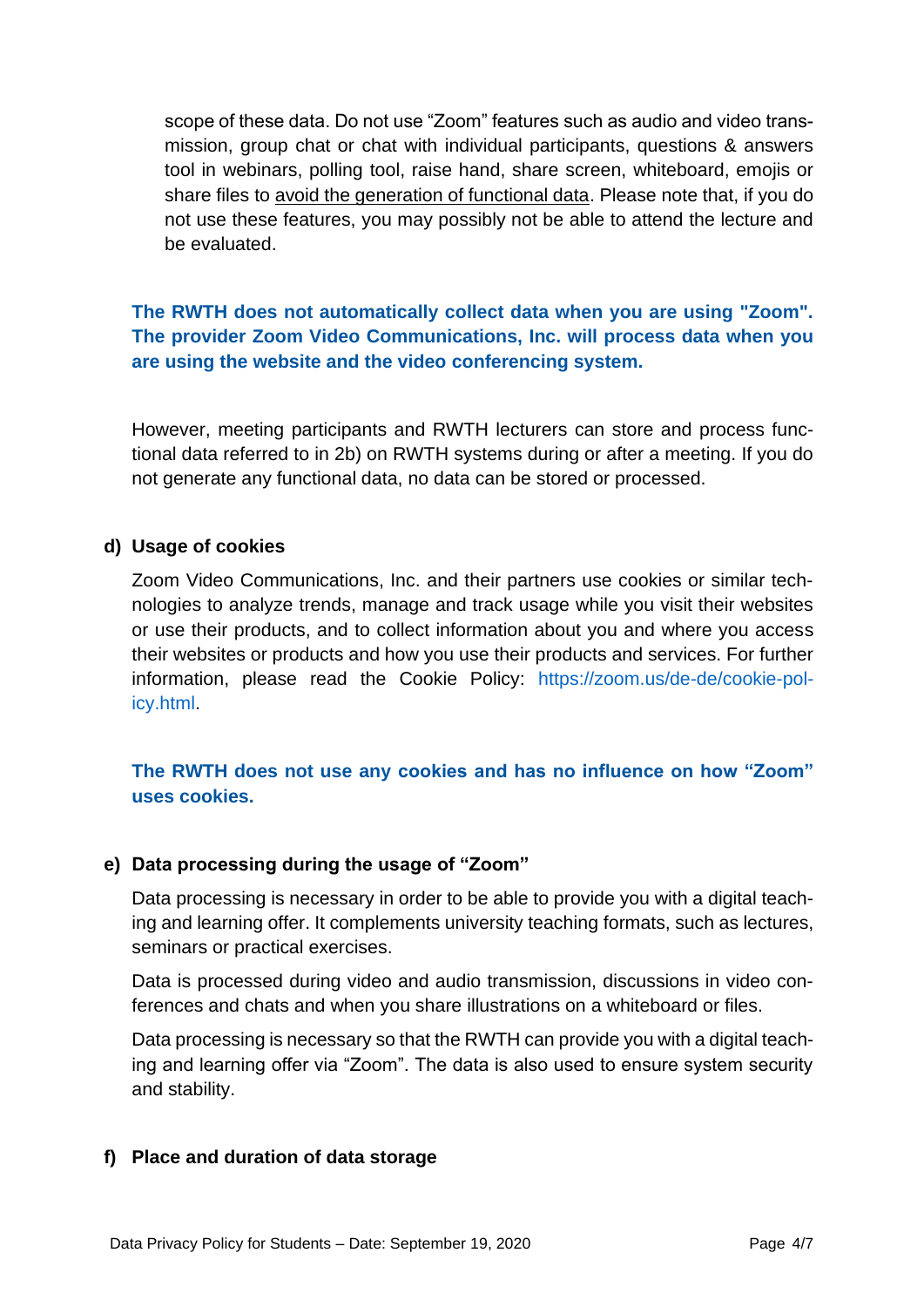scope of these data. Do not use "Zoom" features such as audio and video transmission, group chat or chat with individual participants, questions & answers tool in webinars, polling tool, raise hand, share screen, whiteboard, emojis or share files to avoid the generation of functional data. Please note that, if you do not use these features, you may possibly not be able to attend the lecture and be evaluated.

**The RWTH does not automatically collect data when you are using "Zoom". The provider Zoom Video Communications, Inc. will process data when you are using the website and the video conferencing system.**

However, meeting participants and RWTH lecturers can store and process functional data referred to in 2b) on RWTH systems during or after a meeting. If you do not generate any functional data, no data can be stored or processed.

### d) Usage of cookies

Zoom Video Communications, Inc. and their partners use cookies or similar technologies to analyze trends, manage and track usage while you visit their websites or use their products, and to collect information about you and where you access their websites or products and how you use their products and services. For further information, please read the Cookie Policy: https://zoom.us/de-de/cookie-policy.html.

**The RWTH does not use any cookies and has no influence on how "Zoom" uses cookies.**

### e) Data processing during the usage of "Zoom"

Data processing is necessary in order to be able to provide you with a digital teaching and learning offer. It complements university teaching formats, such as lectures, seminars or practical exercises.

Data is processed during video and audio transmission, discussions in video conferences and chats and when you share illustrations on a whiteboard or files.

Data processing is necessary so that the RWTH can provide you with a digital teaching and learning offer via "Zoom". The data is also used to ensure system security and stability.

### f) Place and duration of data storage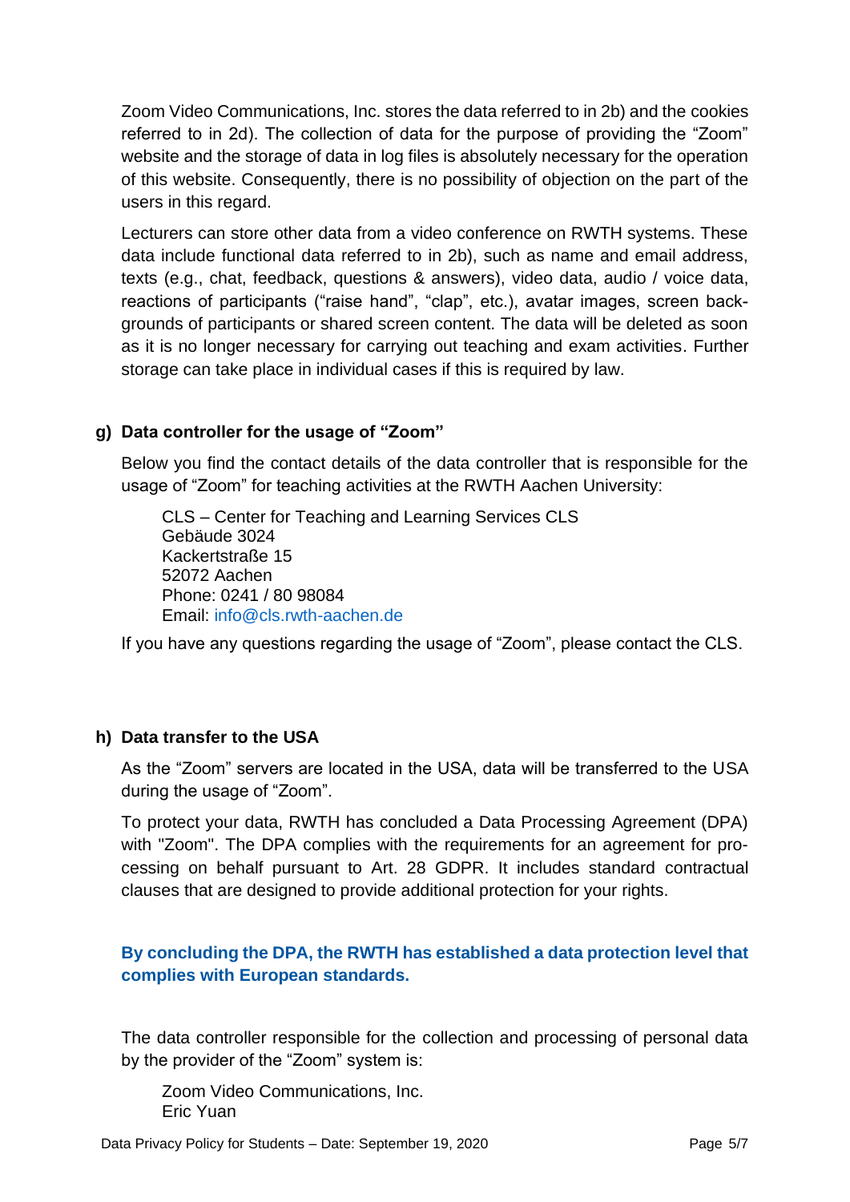Zoom Video Communications, Inc. stores the data referred to in 2b) and the cookies referred to in 2d). The collection of data for the purpose of providing the "Zoom" website and the storage of data in log files is absolutely necessary for the operation of this website. Consequently, there is no possibility of objection on the part of the users in this regard.

Lecturers can store other data from a video conference on RWTH systems. These data include functional data referred to in 2b), such as name and email address, texts (e.g., chat, feedback, questions & answers), video data, audio / voice data, reactions of participants ("raise hand", "clap", etc.), avatar images, screen backgrounds of participants or shared screen content. The data will be deleted as soon as it is no longer necessary for carrying out teaching and exam activities. Further storage can take place in individual cases if this is required by law.

### g) Data controller for the usage of "Zoom"

Below you find the contact details of the data controller that is responsible for the usage of "Zoom" for teaching activities at the RWTH Aachen University:

CLS – Center for Teaching and Learning Services CLS
Gebäude 3024
Kackertstraße 15
52072 Aachen
Phone: 0241 / 80 98084
Email: info@cls.rwth-aachen.de

If you have any questions regarding the usage of "Zoom", please contact the CLS.

### h) Data transfer to the USA

As the "Zoom" servers are located in the USA, data will be transferred to the USA during the usage of "Zoom".

To protect your data, RWTH has concluded a Data Processing Agreement (DPA) with "Zoom". The DPA complies with the requirements for an agreement for processing on behalf pursuant to Art. 28 GDPR. It includes standard contractual clauses that are designed to provide additional protection for your rights.

**By concluding the DPA, the RWTH has established a data protection level that complies with European standards.**

The data controller responsible for the collection and processing of personal data by the provider of the "Zoom" system is:

Zoom Video Communications, Inc.
Eric Yuan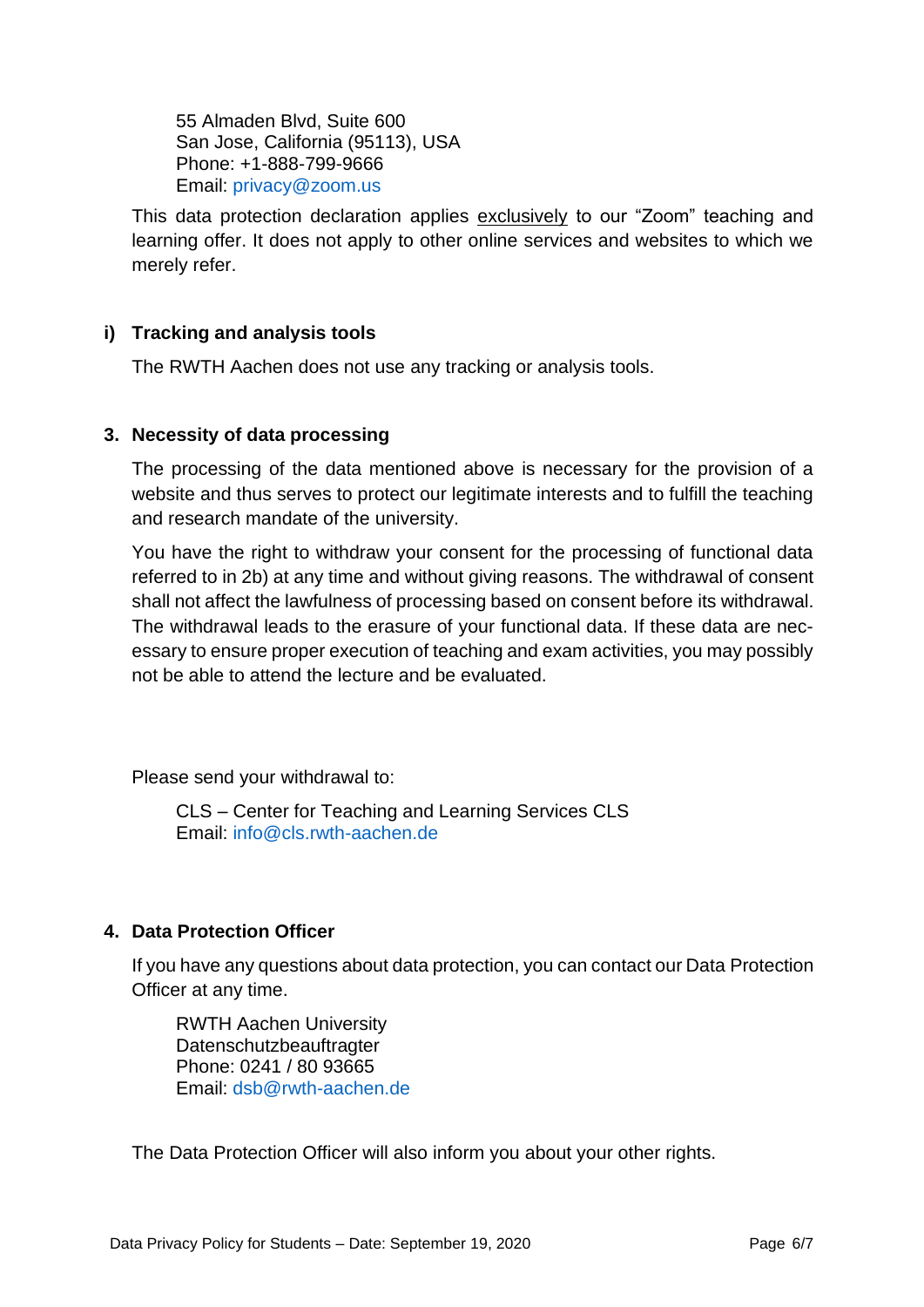55 Almaden Blvd, Suite 600
San Jose, California (95113), USA
Phone: +1-888-799-9666
Email: privacy@zoom.us

This data protection declaration applies exclusively to our "Zoom" teaching and learning offer. It does not apply to other online services and websites to which we merely refer.

### i) Tracking and analysis tools

The RWTH Aachen does not use any tracking or analysis tools.

## 3. Necessity of data processing

The processing of the data mentioned above is necessary for the provision of a website and thus serves to protect our legitimate interests and to fulfill the teaching and research mandate of the university.

You have the right to withdraw your consent for the processing of functional data referred to in 2b) at any time and without giving reasons. The withdrawal of consent shall not affect the lawfulness of processing based on consent before its withdrawal. The withdrawal leads to the erasure of your functional data. If these data are necessary to ensure proper execution of teaching and exam activities, you may possibly not be able to attend the lecture and be evaluated.

Please send your withdrawal to:

CLS – Center for Teaching and Learning Services CLS
Email: info@cls.rwth-aachen.de

## 4. Data Protection Officer

If you have any questions about data protection, you can contact our Data Protection Officer at any time.

RWTH Aachen University
Datenschutzbeauftragter
Phone: 0241 / 80 93665
Email: dsb@rwth-aachen.de

The Data Protection Officer will also inform you about your other rights.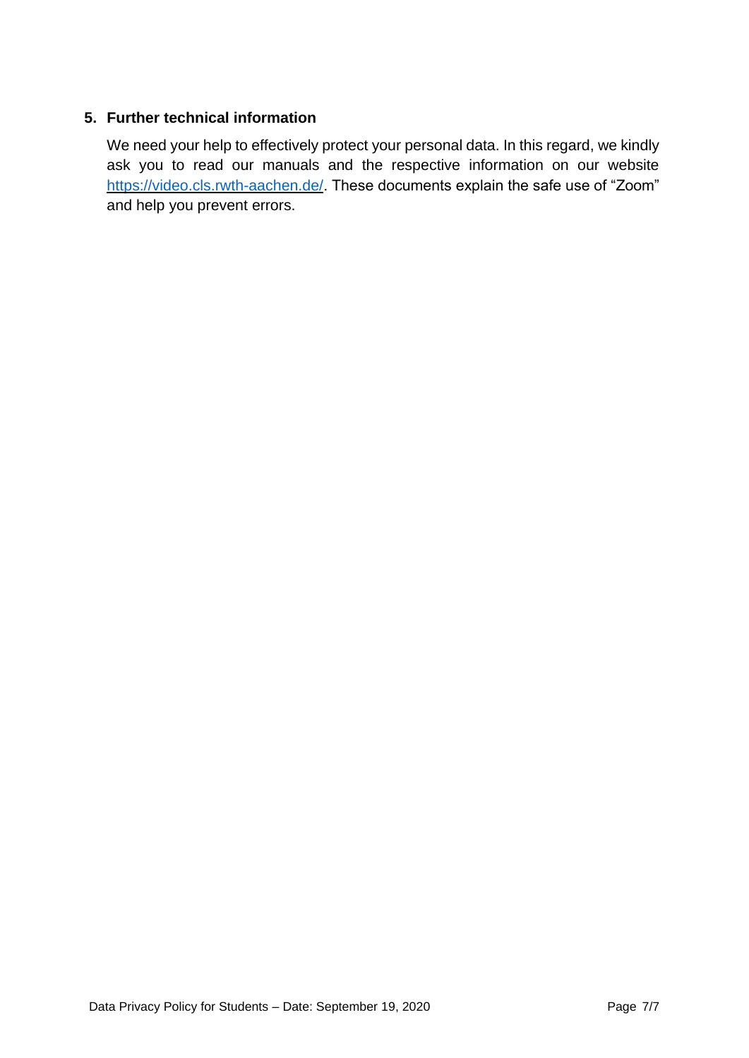## 5. Further technical information

We need your help to effectively protect your personal data. In this regard, we kindly ask you to read our manuals and the respective information on our website [https://video.cls.rwth-aachen.de/](https://video.cls.rwth-aachen.de/). These documents explain the safe use of "Zoom" and help you prevent errors.